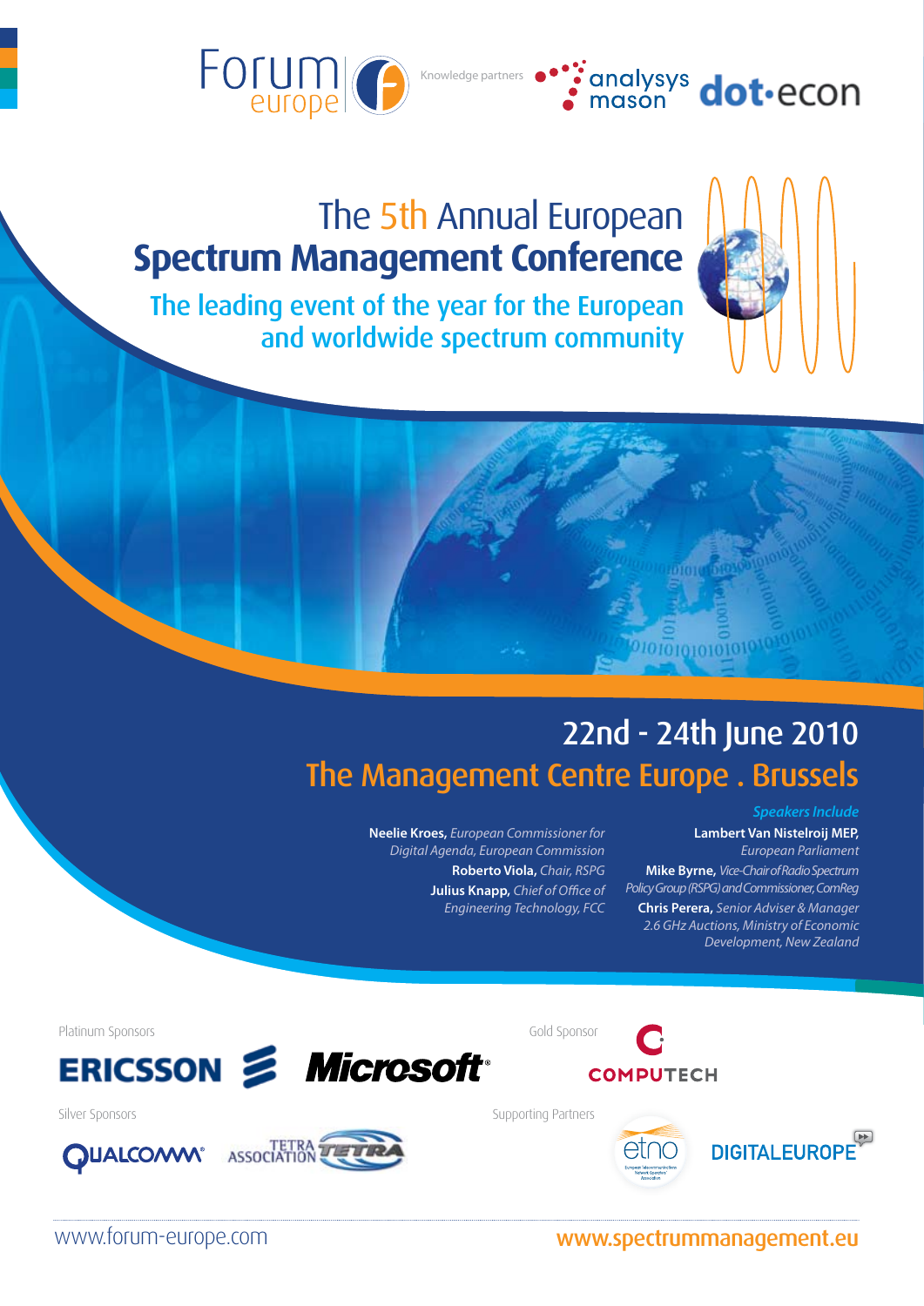Forum europe

Knowledge partners analysys mason dot·econ

# The 5th Annual European **Spectrum Management Conference**

## The leading event of the year for the European and worldwide spectrum community

## 22nd - 24th June 2010

## The Management Centre Europe . Brussels

*Speakers Include*

**Neelie Kroes,** *European Commissioner for Digital Agenda, European Commission*

**Roberto Viola,** *Chair, RSPG*

**Julius Knapp,** *Chief of Office of Engineering Technology, FCC*

**Lambert Van Nistelroij MEP,** *European Parliament*

**Mike Byrne,** *Vice-Chair of Radio Spectrum Policy Group (RSPG) and Commissioner, ComReg*

**Chris Perera,** *Senior Adviser & Manager 2.6 GHz Auctions, Ministry of Economic Development, New Zealand*

Platinum Sponsors

ERICSSON Microsoft

Gold Sponsor

COMPUTECH

Silver Sponsors

QUALCOMM TETRA ASSOCIATION

Supporting Partners

etno DIGITALEUROPE

www.forum-europe.com

www.spectrummanagement.eu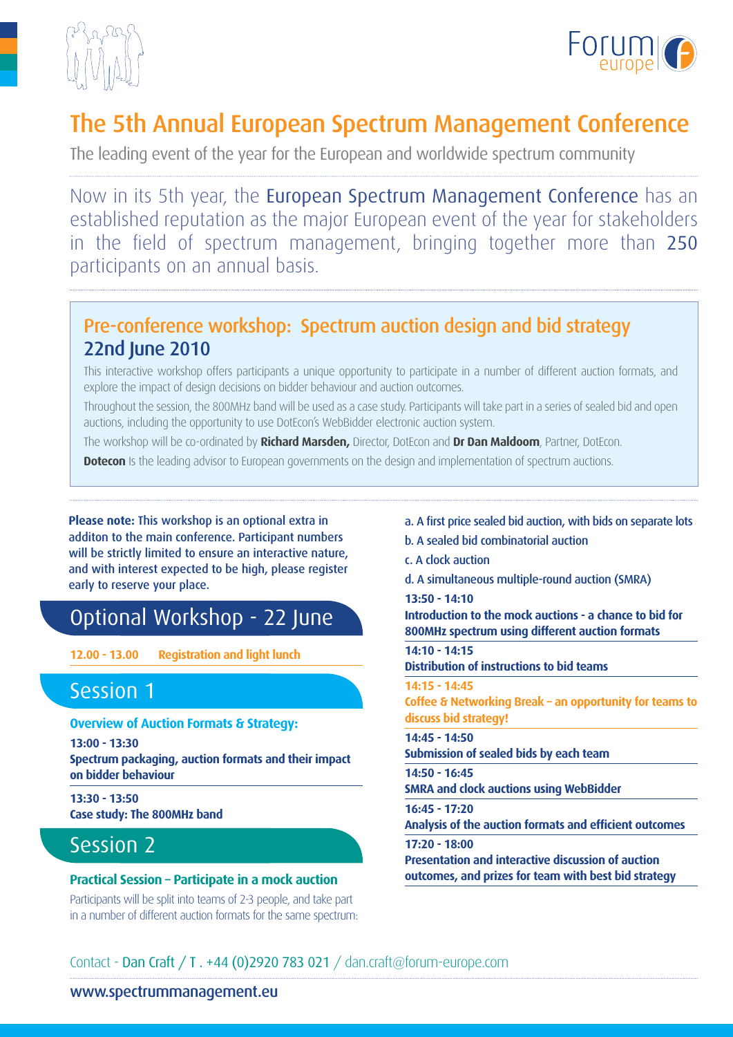# The 5th Annual European Spectrum Management Conference

The leading event of the year for the European and worldwide spectrum community

Now in its 5th year, the European Spectrum Management Conference has an established reputation as the major European event of the year for stakeholders in the field of spectrum management, bringing together more than 250 participants on an annual basis.

## Pre-conference workshop: Spectrum auction design and bid strategy 22nd June 2010

This interactive workshop offers participants a unique opportunity to participate in a number of different auction formats, and explore the impact of design decisions on bidder behaviour and auction outcomes.

Throughout the session, the 800MHz band will be used as a case study. Participants will take part in a series of sealed bid and open auctions, including the opportunity to use DotEcon's WebBidder electronic auction system.

The workshop will be co-ordinated by **Richard Marsden,** Director, DotEcon and **Dr Dan Maldoom**, Partner, DotEcon.

**Dotecon** Is the leading advisor to European governments on the design and implementation of spectrum auctions.

**Please note:** This workshop is an optional extra in additon to the main conference. Participant numbers will be strictly limited to ensure an interactive nature, and with interest expected to be high, please register early to reserve your place.

## Optional Workshop - 22 June

**12.00 - 13.00 Registration and light lunch**

## Session 1

**Overview of Auction Formats & Strategy:**

**13:00 - 13:30**
**Spectrum packaging, auction formats and their impact on bidder behaviour**

**13:30 - 13:50**
**Case study: The 800MHz band**

## Session 2

**Practical Session – Participate in a mock auction**

Participants will be split into teams of 2-3 people, and take part in a number of different auction formats for the same spectrum:

a. A first price sealed bid auction, with bids on separate lots

b. A sealed bid combinatorial auction

c. A clock auction

d. A simultaneous multiple-round auction (SMRA)

**13:50 - 14:10**
**Introduction to the mock auctions - a chance to bid for 800MHz spectrum using different auction formats**

**14:10 - 14:15**
**Distribution of instructions to bid teams**

**14:15 - 14:45**
**Coffee & Networking Break – an opportunity for teams to discuss bid strategy!**

**14:45 - 14:50**
**Submission of sealed bids by each team**

**14:50 - 16:45**
**SMRA and clock auctions using WebBidder**

**16:45 - 17:20**
**Analysis of the auction formats and efficient outcomes**

**17:20 - 18:00**
**Presentation and interactive discussion of auction outcomes, and prizes for team with best bid strategy**

Contact - Dan Craft / T . +44 (0)2920 783 021 / dan.craft@forum-europe.com

www.spectrummanagement.eu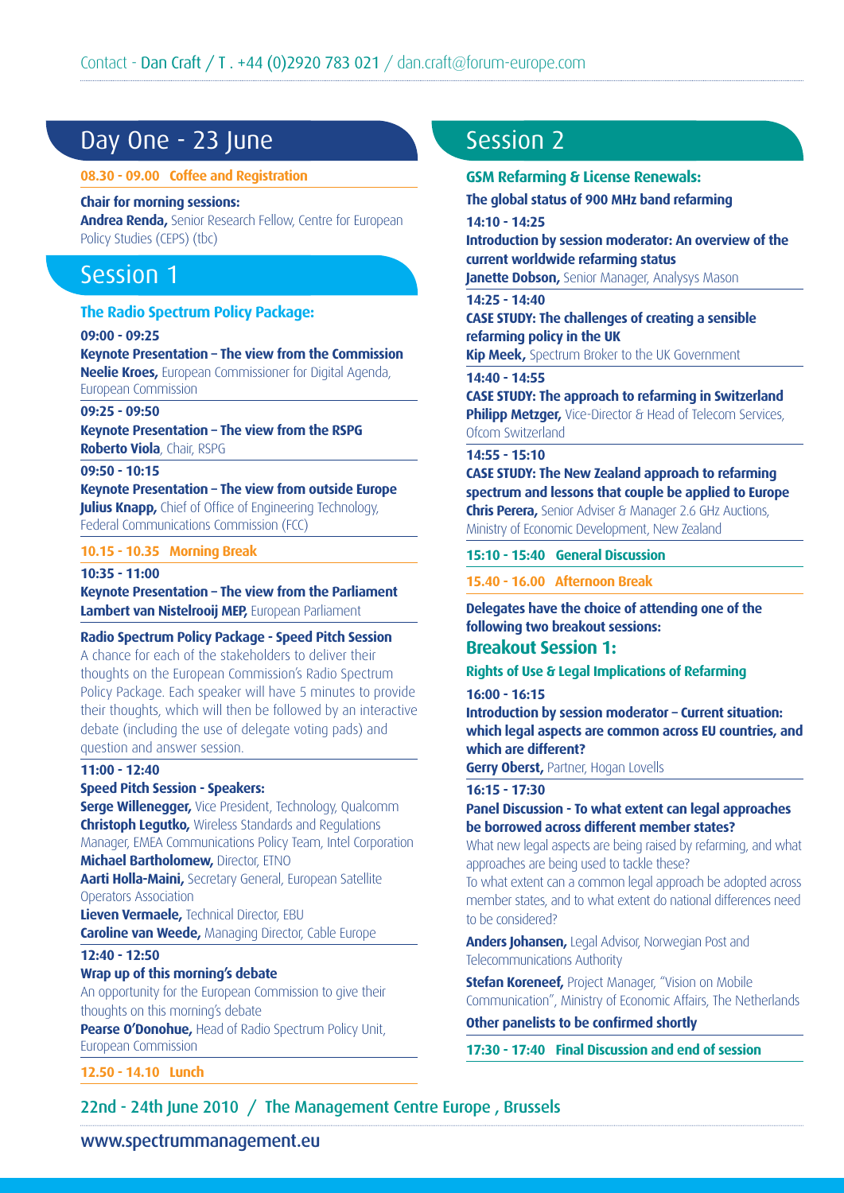Contact - Dan Craft / T . +44 (0)2920 783 021 / dan.craft@forum-europe.com

## Day One - 23 June

**08.30 - 09.00 Coffee and Registration**

**Chair for morning sessions:**
**Andrea Renda,** Senior Research Fellow, Centre for European Policy Studies (CEPS) (tbc)

## Session 1

### The Radio Spectrum Policy Package:

**09:00 - 09:25**
**Keynote Presentation – The view from the Commission**
**Neelie Kroes,** European Commissioner for Digital Agenda, European Commission

**09:25 - 09:50**
**Keynote Presentation – The view from the RSPG**
**Roberto Viola**, Chair, RSPG

**09:50 - 10:15**
**Keynote Presentation – The view from outside Europe**
**Julius Knapp,** Chief of Office of Engineering Technology, Federal Communications Commission (FCC)

**10.15 - 10.35 Morning Break**

**10:35 - 11:00**
**Keynote Presentation – The view from the Parliament**
**Lambert van Nistelrooij MEP,** European Parliament

**Radio Spectrum Policy Package - Speed Pitch Session**
A chance for each of the stakeholders to deliver their thoughts on the European Commission's Radio Spectrum Policy Package. Each speaker will have 5 minutes to provide their thoughts, which will then be followed by an interactive debate (including the use of delegate voting pads) and question and answer session.

**11:00 - 12:40**
**Speed Pitch Session - Speakers:**
**Serge Willenegger,** Vice President, Technology, Qualcomm
**Christoph Legutko,** Wireless Standards and Regulations Manager, EMEA Communications Policy Team, Intel Corporation
**Michael Bartholomew,** Director, ETNO
**Aarti Holla-Maini,** Secretary General, European Satellite Operators Association
**Lieven Vermaele,** Technical Director, EBU
**Caroline van Weede,** Managing Director, Cable Europe

**12:40 - 12:50**
**Wrap up of this morning's debate**
An opportunity for the European Commission to give their thoughts on this morning's debate
**Pearse O'Donohue,** Head of Radio Spectrum Policy Unit, European Commission

**12.50 - 14.10 Lunch**

## Session 2

### GSM Refarming & License Renewals:

**The global status of 900 MHz band refarming**

**14:10 - 14:25**
**Introduction by session moderator: An overview of the current worldwide refarming status**
**Janette Dobson,** Senior Manager, Analysys Mason

**14:25 - 14:40**
**CASE STUDY: The challenges of creating a sensible refarming policy in the UK**
**Kip Meek,** Spectrum Broker to the UK Government

**14:40 - 14:55**
**CASE STUDY: The approach to refarming in Switzerland**
**Philipp Metzger,** Vice-Director & Head of Telecom Services, Ofcom Switzerland

**14:55 - 15:10**
**CASE STUDY: The New Zealand approach to refarming spectrum and lessons that couple be applied to Europe**
**Chris Perera,** Senior Adviser & Manager 2.6 GHz Auctions, Ministry of Economic Development, New Zealand

**15:10 - 15:40 General Discussion**

**15.40 - 16.00 Afternoon Break**

**Delegates have the choice of attending one of the following two breakout sessions:**

### Breakout Session 1:

**Rights of Use & Legal Implications of Refarming**

**16:00 - 16:15**
**Introduction by session moderator – Current situation: which legal aspects are common across EU countries, and which are different?**
**Gerry Oberst,** Partner, Hogan Lovells

**16:15 - 17:30**
**Panel Discussion - To what extent can legal approaches be borrowed across different member states?**
What new legal aspects are being raised by refarming, and what approaches are being used to tackle these?
To what extent can a common legal approach be adopted across member states, and to what extent do national differences need to be considered?

**Anders Johansen,** Legal Advisor, Norwegian Post and Telecommunications Authority

**Stefan Koreneef,** Project Manager, "Vision on Mobile Communication", Ministry of Economic Affairs, The Netherlands

**Other panelists to be confirmed shortly**

**17:30 - 17:40 Final Discussion and end of session**

22nd - 24th June 2010 / The Management Centre Europe , Brussels

www.spectrummanagement.eu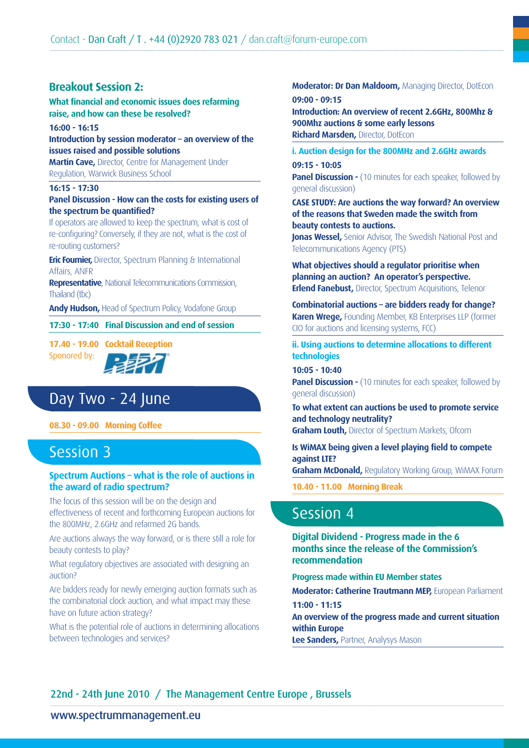Contact - Dan Craft / T . +44 (0)2920 783 021 / dan.craft@forum-europe.com

### Breakout Session 2:

**What financial and economic issues does refarming raise, and how can these be resolved?**

**16:00 - 16:15**

**Introduction by session moderator – an overview of the issues raised and possible solutions**

**Martin Cave,** Director, Centre for Management Under Regulation, Warwick Business School

**16:15 - 17:30**

**Panel Discussion - How can the costs for existing users of the spectrum be quantified?**

If operators are allowed to keep the spectrum, what is cost of re-configuring? Conversely, if they are not, what is the cost of re-routing customers?

**Eric Fournier,** Director, Spectrum Planning & International Affairs, ANFR

**Representative**, National Telecommunications Commission, Thailand (tbc)

**Andy Hudson,** Head of Spectrum Policy, Vodafone Group

**17:30 - 17:40 Final Discussion and end of session**

**17.40 - 19.00 Cocktail Reception**

Sponored by: RIM

## Day Two - 24 June

**08.30 - 09.00 Morning Coffee**

## Session 3

### Spectrum Auctions – what is the role of auctions in the award of radio spectrum?

The focus of this session will be on the design and effectiveness of recent and forthcoming European auctions for the 800MHz, 2.6GHz and refarmed 2G bands.

Are auctions always the way forward, or is there still a role for beauty contests to play?

What regulatory objectives are associated with designing an auction?

Are bidders ready for newly emerging auction formats such as the combinatorial clock auction, and what impact may these have on future action strategy?

What is the potential role of auctions in determining allocations between technologies and services?

**Moderator: Dr Dan Maldoom,** Managing Director, DotEcon

**09:00 - 09:15**

**Introduction: An overview of recent 2.6GHz, 800Mhz & 900Mhz auctions & some early lessons**

**Richard Marsden,** Director, DotEcon

#### i. Auction design for the 800MHz and 2.6GHz awards

**09:15 - 10:05**

**Panel Discussion -** (10 minutes for each speaker, followed by general discussion)

**CASE STUDY: Are auctions the way forward? An overview of the reasons that Sweden made the switch from beauty contests to auctions.**

**Jonas Wessel,** Senior Advisor, The Swedish National Post and Telecommunications Agency (PTS)

**What objectives should a regulator prioritise when planning an auction? An operator's perspective.**

**Erlend Fanebust,** Director, Spectrum Acquisitions, Telenor

**Combinatorial auctions – are bidders ready for change?**

**Karen Wrege,** Founding Member, KB Enterprises LLP (former CIO for auctions and licensing systems, FCC)

#### ii. Using auctions to determine allocations to different technologies

**10:05 - 10:40**

**Panel Discussion -** (10 minutes for each speaker, followed by general discussion)

**To what extent can auctions be used to promote service and technology neutrality?**

**Graham Louth,** Director of Spectrum Markets, Ofcom

**Is WiMAX being given a level playing field to compete against LTE?**

**Graham McDonald,** Regulatory Working Group, WiMAX Forum

**10.40 - 11.00 Morning Break**

## Session 4

### Digital Dividend - Progress made in the 6 months since the release of the Commission's recommendation

**Progress made within EU Member states**

**Moderator: Catherine Trautmann MEP,** European Parliament

**11:00 - 11:15**

**An overview of the progress made and current situation within Europe**

**Lee Sanders,** Partner, Analysys Mason

22nd - 24th June 2010 / The Management Centre Europe , Brussels

www.spectrummanagement.eu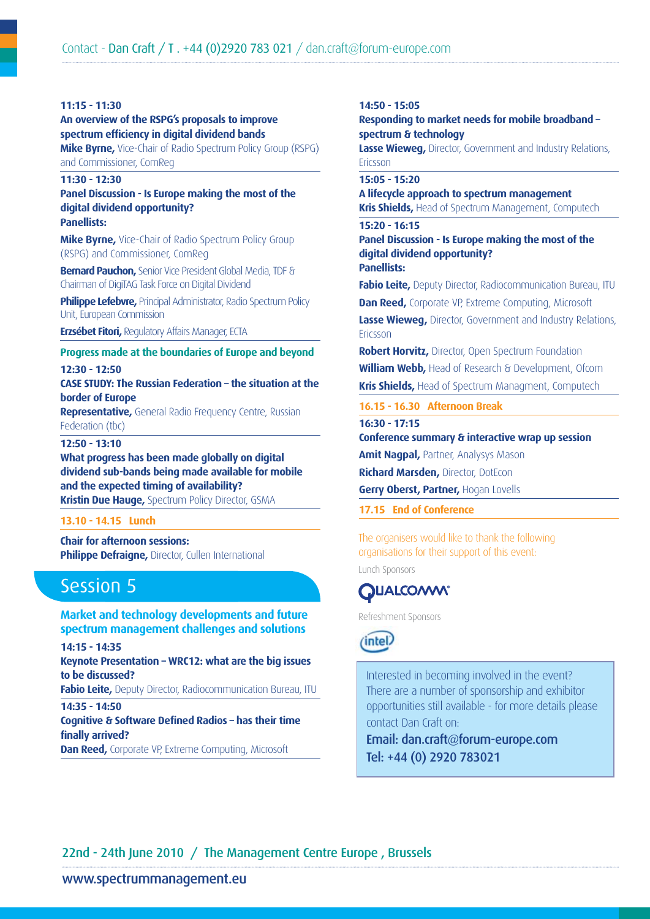Contact - Dan Craft / T . +44 (0)2920 783 021 / dan.craft@forum-europe.com

**11:15 - 11:30**
**An overview of the RSPG's proposals to improve spectrum efficiency in digital dividend bands**
**Mike Byrne,** Vice-Chair of Radio Spectrum Policy Group (RSPG) and Commissioner, ComReg

**11:30 - 12:30**
**Panel Discussion - Is Europe making the most of the digital dividend opportunity?**
**Panellists:**

**Mike Byrne,** Vice-Chair of Radio Spectrum Policy Group (RSPG) and Commissioner, ComReg

**Bernard Pauchon,** Senior Vice President Global Media, TDF & Chairman of DigiTAG Task Force on Digital Dividend

**Philippe Lefebvre,** Principal Administrator, Radio Spectrum Policy Unit, European Commission

**Erzsébet Fitori,** Regulatory Affairs Manager, ECTA

**Progress made at the boundaries of Europe and beyond**

**12:30 - 12:50**
**CASE STUDY: The Russian Federation – the situation at the border of Europe**
**Representative,** General Radio Frequency Centre, Russian Federation (tbc)

**12:50 - 13:10**
**What progress has been made globally on digital dividend sub-bands being made available for mobile and the expected timing of availability?**
**Kristin Due Hauge,** Spectrum Policy Director, GSMA

**13.10 - 14.15 Lunch**

**Chair for afternoon sessions:**
**Philippe Defraigne,** Director, Cullen International

## Session 5

### Market and technology developments and future spectrum management challenges and solutions

**14:15 - 14:35**
**Keynote Presentation – WRC12: what are the big issues to be discussed?**
**Fabio Leite,** Deputy Director, Radiocommunication Bureau, ITU

**14:35 - 14:50**
**Cognitive & Software Defined Radios – has their time finally arrived?**
**Dan Reed,** Corporate VP, Extreme Computing, Microsoft

**14:50 - 15:05**
**Responding to market needs for mobile broadband – spectrum & technology**
**Lasse Wieweg,** Director, Government and Industry Relations, Ericsson

**15:05 - 15:20**
**A lifecycle approach to spectrum management**
**Kris Shields,** Head of Spectrum Management, Computech

**15:20 - 16:15**
**Panel Discussion - Is Europe making the most of the digital dividend opportunity?**
**Panellists:**

**Fabio Leite,** Deputy Director, Radiocommunication Bureau, ITU

**Dan Reed,** Corporate VP, Extreme Computing, Microsoft

**Lasse Wieweg,** Director, Government and Industry Relations, Ericsson

**Robert Horvitz,** Director, Open Spectrum Foundation

**William Webb,** Head of Research & Development, Ofcom

**Kris Shields,** Head of Spectrum Managment, Computech

**16.15 - 16.30 Afternoon Break**

**16:30 - 17:15**
**Conference summary & interactive wrap up session**

**Amit Nagpal,** Partner, Analysys Mason

**Richard Marsden,** Director, DotEcon

**Gerry Oberst, Partner,** Hogan Lovells

**17.15 End of Conference**

The organisers would like to thank the following organisations for their support of this event:

Lunch Sponsors

QUALCOMM

Refreshment Sponsors

intel

Interested in becoming involved in the event? There are a number of sponsorship and exhibitor opportunities still available - for more details please contact Dan Craft on:
Email: dan.craft@forum-europe.com
Tel: +44 (0) 2920 783021

22nd - 24th June 2010 / The Management Centre Europe , Brussels

www.spectrummanagement.eu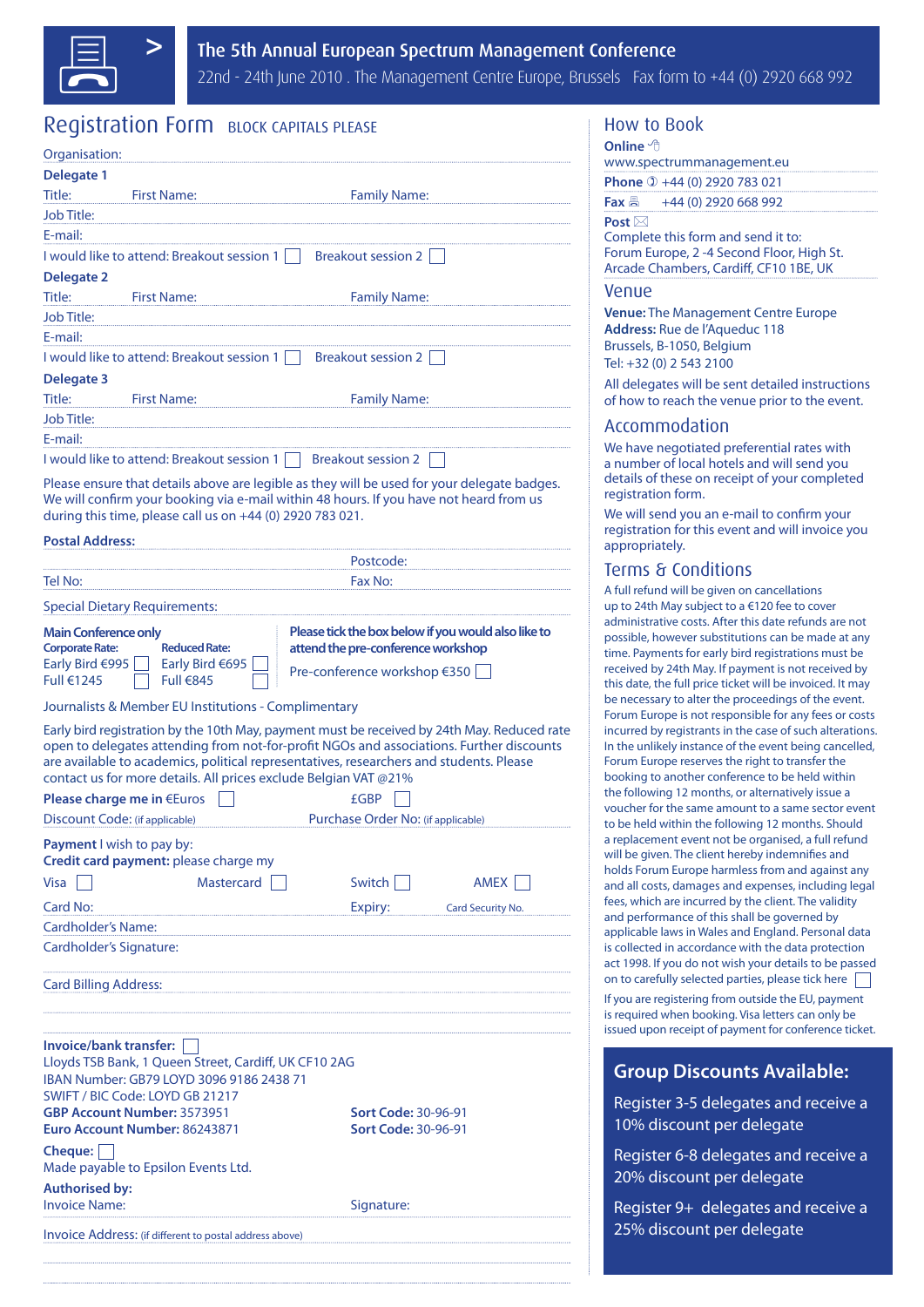# The 5th Annual European Spectrum Management Conference

22nd - 24th June 2010 . The Management Centre Europe, Brussels   Fax form to +44 (0) 2920 668 992

## Registration Form   BLOCK CAPITALS PLEASE

Organisation:

**Delegate 1**

Title: First Name: Family Name:

Job Title:

E-mail:

I would like to attend: Breakout session 1 ☐   Breakout session 2 ☐

**Delegate 2**

Title: First Name: Family Name:

Job Title:

E-mail:

I would like to attend: Breakout session 1 ☐   Breakout session 2 ☐

**Delegate 3**

Title: First Name: Family Name:

Job Title:

E-mail:

I would like to attend: Breakout session 1 ☐   Breakout session 2 ☐

Please ensure that details above are legible as they will be used for your delegate badges. We will confirm your booking via e-mail within 48 hours. If you have not heard from us during this time, please call us on +44 (0) 2920 783 021.

**Postal Address:**

Postcode:

Tel No: Fax No:

Special Dietary Requirements:

**Main Conference only**

| **Corporate Rate:** | **Reduced Rate:** |
|---|---|
| Early Bird €995 ☐ | Early Bird €695 ☐ |
| Full €1245 ☐ | Full €845 ☐ |

**Please tick the box below if you would also like to attend the pre-conference workshop**

Pre-conference workshop €350 ☐

Journalists & Member EU Institutions - Complimentary

Early bird registration by the 10th May, payment must be received by 24th May. Reduced rate open to delegates attending from not-for-profit NGOs and associations. Further discounts are available to academics, political representatives, researchers and students. Please contact us for more details. All prices exclude Belgian VAT @21%

**Please charge me in** €Euros ☐   £GBP ☐

Discount Code: (if applicable)   Purchase Order No: (if applicable)

**Payment** I wish to pay by:

**Credit card payment:** please charge my

Visa ☐   Mastercard ☐   Switch ☐   AMEX ☐

Card No:   Expiry:   Card Security No.

Cardholder's Name:

Cardholder's Signature:

Card Billing Address:

**Invoice/bank transfer:** ☐

Lloyds TSB Bank, 1 Queen Street, Cardiff, UK CF10 2AG

IBAN Number: GB79 LOYD 3096 9186 2438 71

SWIFT / BIC Code: LOYD GB 21217

**GBP Account Number:** 3573951   **Sort Code:** 30-96-91

**Euro Account Number:** 86243871   **Sort Code:** 30-96-91

**Cheque:** ☐

Made payable to Epsilon Events Ltd.

**Authorised by:**

Invoice Name:   Signature:

Invoice Address: (if different to postal address above)

## How to Book

**Online**
www.spectrummanagement.eu

**Phone** +44 (0) 2920 783 021

**Fax** +44 (0) 2920 668 992

**Post**
Complete this form and send it to:
Forum Europe, 2 -4 Second Floor, High St. Arcade Chambers, Cardiff, CF10 1BE, UK

## Venue

**Venue:** The Management Centre Europe
**Address:** Rue de l'Aqueduc 118
Brussels, B-1050, Belgium
Tel: +32 (0) 2 543 2100

All delegates will be sent detailed instructions of how to reach the venue prior to the event.

## Accommodation

We have negotiated preferential rates with a number of local hotels and will send you details of these on receipt of your completed registration form.

We will send you an e-mail to confirm your registration for this event and will invoice you appropriately.

## Terms & Conditions

A full refund will be given on cancellations up to 24th May subject to a €120 fee to cover administrative costs. After this date refunds are not possible, however substitutions can be made at any time. Payments for early bird registrations must be received by 24th May. If payment is not received by this date, the full price ticket will be invoiced. It may be necessary to alter the proceedings of the event. Forum Europe is not responsible for any fees or costs incurred by registrants in the case of such alterations. In the unlikely instance of the event being cancelled, Forum Europe reserves the right to transfer the booking to another conference to be held within the following 12 months, or alternatively issue a voucher for the same amount to a same sector event to be held within the following 12 months. Should a replacement event not be organised, a full refund will be given. The client hereby indemnifies and holds Forum Europe harmless from and against any and all costs, damages and expenses, including legal fees, which are incurred by the client. The validity and performance of this shall be governed by applicable laws in Wales and England. Personal data is collected in accordance with the data protection act 1998. If you do not wish your details to be passed on to carefully selected parties, please tick here ☐

If you are registering from outside the EU, payment is required when booking. Visa letters can only be issued upon receipt of payment for conference ticket.

## Group Discounts Available:

Register 3-5 delegates and receive a 10% discount per delegate

Register 6-8 delegates and receive a 20% discount per delegate

Register 9+ delegates and receive a 25% discount per delegate